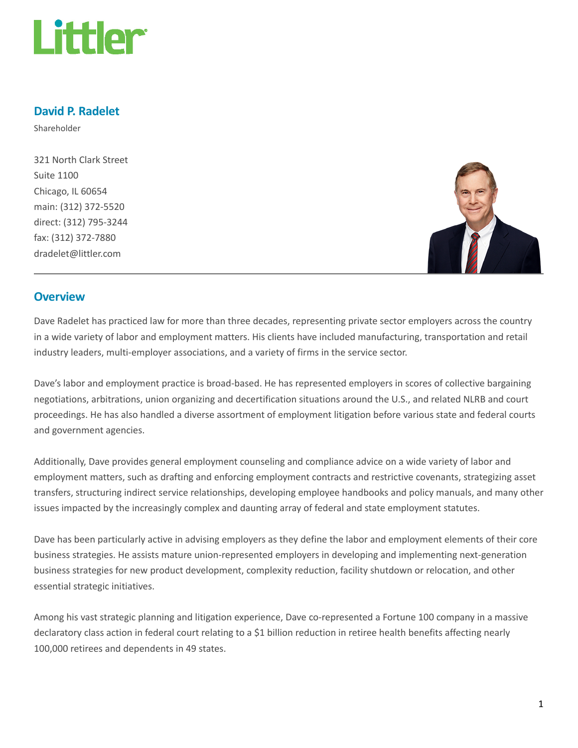# David P. Radelet

Shareholder

321 North Clark Street
Suite 1100
Chicago, IL 60654
main: (312) 372-5520
direct: (312) 795-3244
fax: (312) 372-7880
dradelet@littler.com

## Overview

Dave Radelet has practiced law for more than three decades, representing private sector employers across the country in a wide variety of labor and employment matters. His clients have included manufacturing, transportation and retail industry leaders, multi-employer associations, and a variety of firms in the service sector.

Dave's labor and employment practice is broad-based. He has represented employers in scores of collective bargaining negotiations, arbitrations, union organizing and decertification situations around the U.S., and related NLRB and court proceedings. He has also handled a diverse assortment of employment litigation before various state and federal courts and government agencies.

Additionally, Dave provides general employment counseling and compliance advice on a wide variety of labor and employment matters, such as drafting and enforcing employment contracts and restrictive covenants, strategizing asset transfers, structuring indirect service relationships, developing employee handbooks and policy manuals, and many other issues impacted by the increasingly complex and daunting array of federal and state employment statutes.

Dave has been particularly active in advising employers as they define the labor and employment elements of their core business strategies. He assists mature union-represented employers in developing and implementing next-generation business strategies for new product development, complexity reduction, facility shutdown or relocation, and other essential strategic initiatives.

Among his vast strategic planning and litigation experience, Dave co-represented a Fortune 100 company in a massive declaratory class action in federal court relating to a $1 billion reduction in retiree health benefits affecting nearly 100,000 retirees and dependents in 49 states.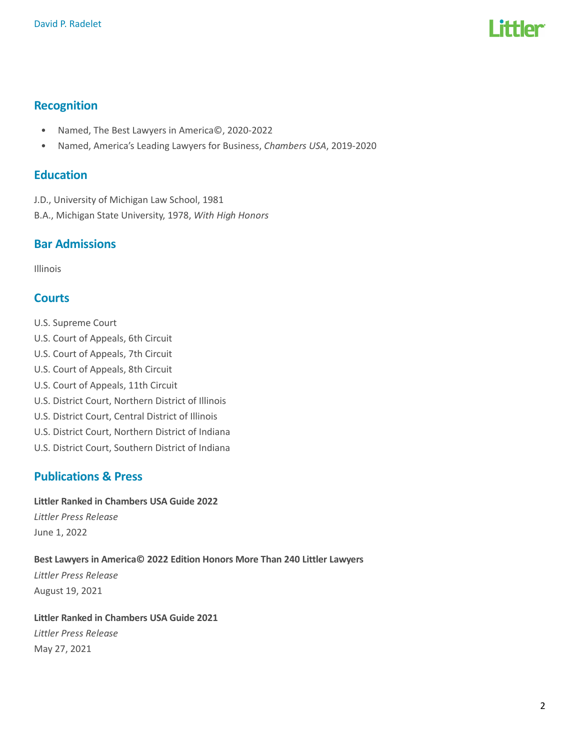## Recognition

- Named, The Best Lawyers in America©, 2020-2022
- Named, America's Leading Lawyers for Business, *Chambers USA*, 2019-2020

## Education

J.D., University of Michigan Law School, 1981

B.A., Michigan State University, 1978, *With High Honors*

## Bar Admissions

Illinois

## Courts

U.S. Supreme Court

U.S. Court of Appeals, 6th Circuit

U.S. Court of Appeals, 7th Circuit

U.S. Court of Appeals, 8th Circuit

U.S. Court of Appeals, 11th Circuit

U.S. District Court, Northern District of Illinois

U.S. District Court, Central District of Illinois

U.S. District Court, Northern District of Indiana

U.S. District Court, Southern District of Indiana

## Publications & Press

**Littler Ranked in Chambers USA Guide 2022**

*Littler Press Release*

June 1, 2022

**Best Lawyers in America© 2022 Edition Honors More Than 240 Littler Lawyers**

*Littler Press Release*

August 19, 2021

**Littler Ranked in Chambers USA Guide 2021**

*Littler Press Release*

May 27, 2021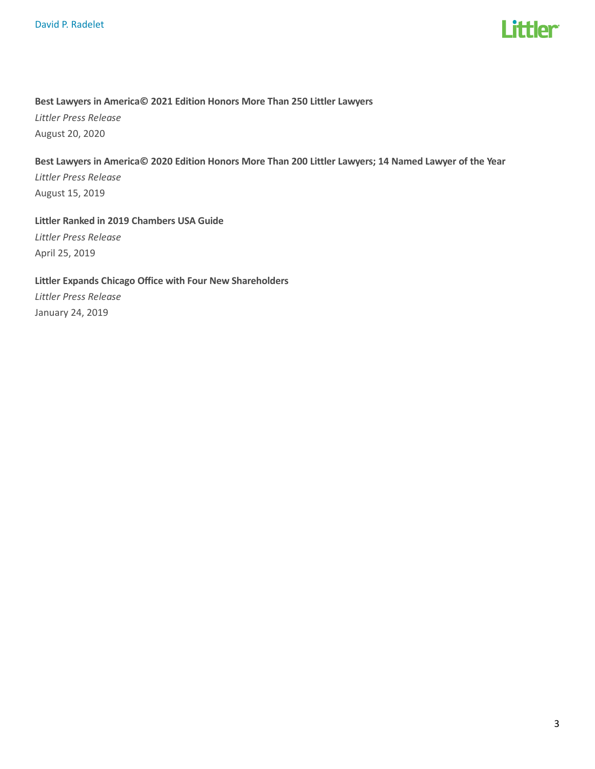**Best Lawyers in America© 2021 Edition Honors More Than 250 Littler Lawyers**

*Littler Press Release*

August 20, 2020

**Best Lawyers in America© 2020 Edition Honors More Than 200 Littler Lawyers; 14 Named Lawyer of the Year**

*Littler Press Release*

August 15, 2019

**Littler Ranked in 2019 Chambers USA Guide**

*Littler Press Release*

April 25, 2019

**Littler Expands Chicago Office with Four New Shareholders**

*Littler Press Release*

January 24, 2019